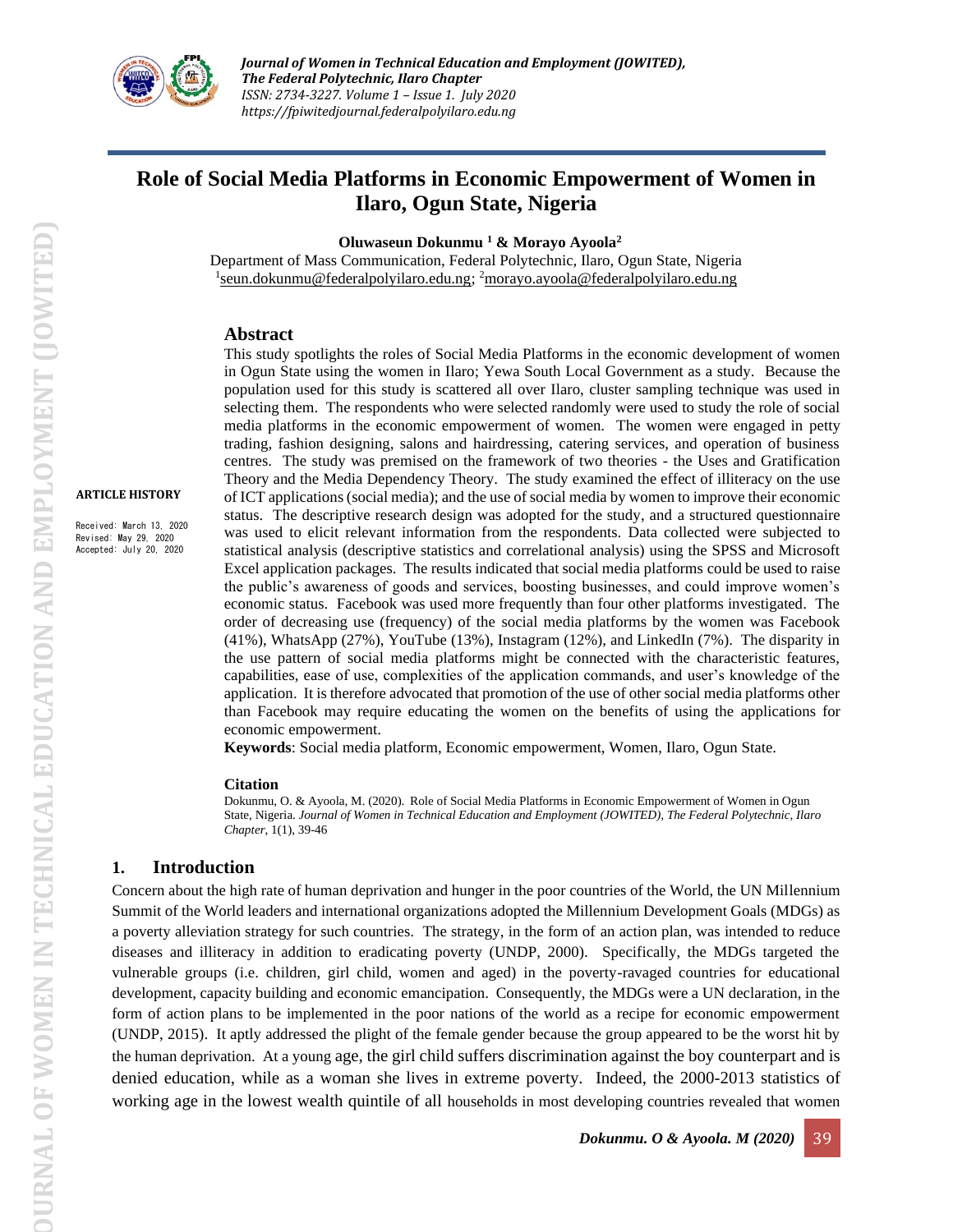# Role of Social Media Platforms in Economic Empowerment of Women in Ilaro, Ogun State, Nigeria

**Oluwaseun Dokunmu [1] & Morayo Ayoola[2]**

Department of Mass Communication, Federal Polytechnic, Ilaro, Ogun State, Nigeria
[1]seun.dokunmu@federalpolyilaro.edu.ng; [2]morayo.ayoola@federalpolyilaro.edu.ng

**ARTICLE HISTORY**

Received: March 13, 2020
Revised: May 29, 2020
Accepted: July 20, 2020

## Abstract

This study spotlights the roles of Social Media Platforms in the economic development of women in Ogun State using the women in Ilaro; Yewa South Local Government as a study. Because the population used for this study is scattered all over Ilaro, cluster sampling technique was used in selecting them. The respondents who were selected randomly were used to study the role of social media platforms in the economic empowerment of women. The women were engaged in petty trading, fashion designing, salons and hairdressing, catering services, and operation of business centres. The study was premised on the framework of two theories - the Uses and Gratification Theory and the Media Dependency Theory. The study examined the effect of illiteracy on the use of ICT applications (social media); and the use of social media by women to improve their economic status. The descriptive research design was adopted for the study, and a structured questionnaire was used to elicit relevant information from the respondents. Data collected were subjected to statistical analysis (descriptive statistics and correlational analysis) using the SPSS and Microsoft Excel application packages. The results indicated that social media platforms could be used to raise the public's awareness of goods and services, boosting businesses, and could improve women's economic status. Facebook was used more frequently than four other platforms investigated. The order of decreasing use (frequency) of the social media platforms by the women was Facebook (41%), WhatsApp (27%), YouTube (13%), Instagram (12%), and LinkedIn (7%). The disparity in the use pattern of social media platforms might be connected with the characteristic features, capabilities, ease of use, complexities of the application commands, and user's knowledge of the application. It is therefore advocated that promotion of the use of other social media platforms other than Facebook may require educating the women on the benefits of using the applications for economic empowerment.

**Keywords**: Social media platform, Economic empowerment, Women, Ilaro, Ogun State.

**Citation**

Dokunmu, O. & Ayoola, M. (2020). Role of Social Media Platforms in Economic Empowerment of Women in Ogun State, Nigeria. *Journal of Women in Technical Education and Employment (JOWITED), The Federal Polytechnic, Ilaro Chapter*, 1(1), 39-46

## 1. Introduction

Concern about the high rate of human deprivation and hunger in the poor countries of the World, the UN Millennium Summit of the World leaders and international organizations adopted the Millennium Development Goals (MDGs) as a poverty alleviation strategy for such countries. The strategy, in the form of an action plan, was intended to reduce diseases and illiteracy in addition to eradicating poverty (UNDP, 2000). Specifically, the MDGs targeted the vulnerable groups (i.e. children, girl child, women and aged) in the poverty-ravaged countries for educational development, capacity building and economic emancipation. Consequently, the MDGs were a UN declaration, in the form of action plans to be implemented in the poor nations of the world as a recipe for economic empowerment (UNDP, 2015). It aptly addressed the plight of the female gender because the group appeared to be the worst hit by the human deprivation. At a young age, the girl child suffers discrimination against the boy counterpart and is denied education, while as a woman she lives in extreme poverty. Indeed, the 2000-2013 statistics of working age in the lowest wealth quintile of all households in most developing countries revealed that women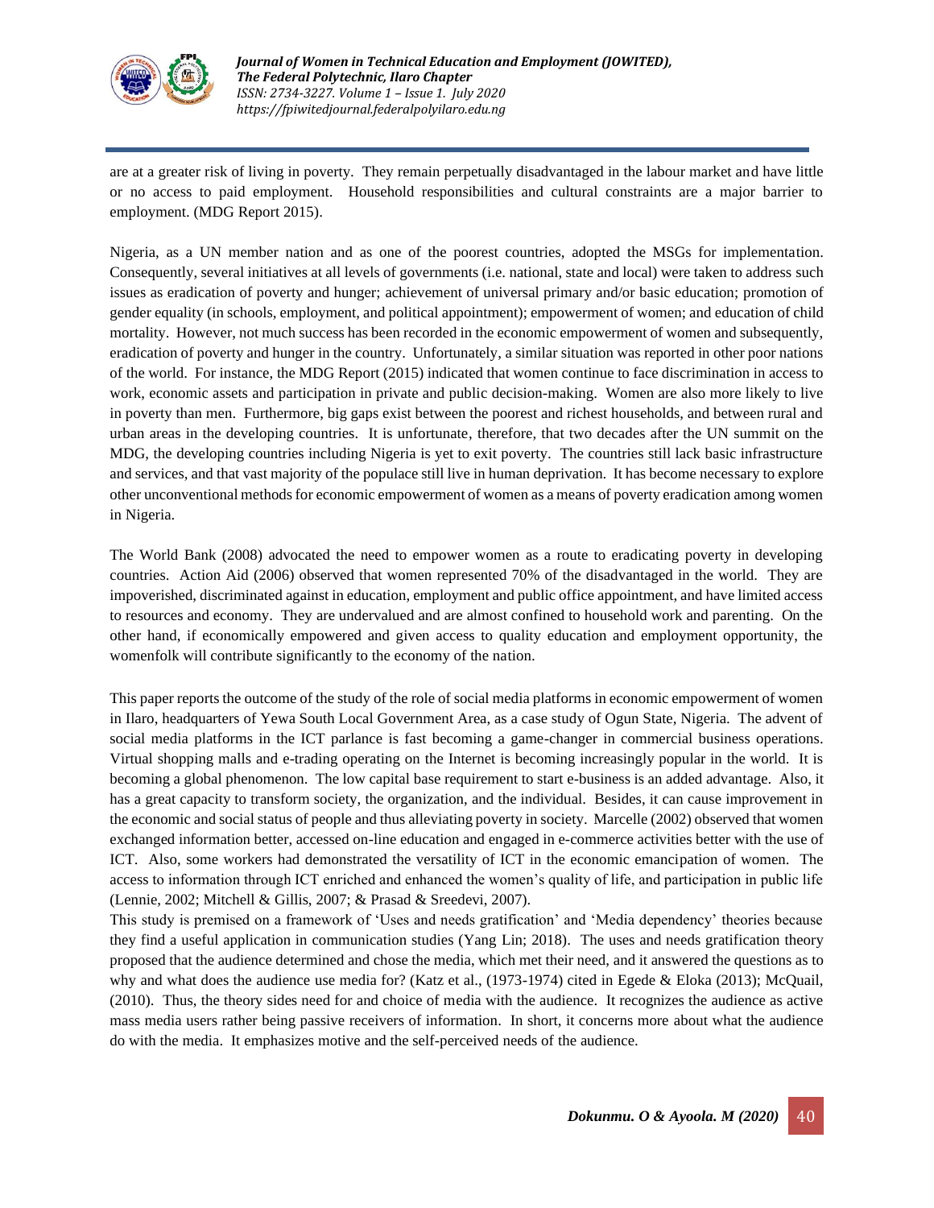are at a greater risk of living in poverty. They remain perpetually disadvantaged in the labour market and have little or no access to paid employment. Household responsibilities and cultural constraints are a major barrier to employment. (MDG Report 2015).

Nigeria, as a UN member nation and as one of the poorest countries, adopted the MSGs for implementation. Consequently, several initiatives at all levels of governments (i.e. national, state and local) were taken to address such issues as eradication of poverty and hunger; achievement of universal primary and/or basic education; promotion of gender equality (in schools, employment, and political appointment); empowerment of women; and education of child mortality. However, not much success has been recorded in the economic empowerment of women and subsequently, eradication of poverty and hunger in the country. Unfortunately, a similar situation was reported in other poor nations of the world. For instance, the MDG Report (2015) indicated that women continue to face discrimination in access to work, economic assets and participation in private and public decision-making. Women are also more likely to live in poverty than men. Furthermore, big gaps exist between the poorest and richest households, and between rural and urban areas in the developing countries. It is unfortunate, therefore, that two decades after the UN summit on the MDG, the developing countries including Nigeria is yet to exit poverty. The countries still lack basic infrastructure and services, and that vast majority of the populace still live in human deprivation. It has become necessary to explore other unconventional methods for economic empowerment of women as a means of poverty eradication among women in Nigeria.

The World Bank (2008) advocated the need to empower women as a route to eradicating poverty in developing countries. Action Aid (2006) observed that women represented 70% of the disadvantaged in the world. They are impoverished, discriminated against in education, employment and public office appointment, and have limited access to resources and economy. They are undervalued and are almost confined to household work and parenting. On the other hand, if economically empowered and given access to quality education and employment opportunity, the womenfolk will contribute significantly to the economy of the nation.

This paper reports the outcome of the study of the role of social media platforms in economic empowerment of women in Ilaro, headquarters of Yewa South Local Government Area, as a case study of Ogun State, Nigeria. The advent of social media platforms in the ICT parlance is fast becoming a game-changer in commercial business operations. Virtual shopping malls and e-trading operating on the Internet is becoming increasingly popular in the world. It is becoming a global phenomenon. The low capital base requirement to start e-business is an added advantage. Also, it has a great capacity to transform society, the organization, and the individual. Besides, it can cause improvement in the economic and social status of people and thus alleviating poverty in society. Marcelle (2002) observed that women exchanged information better, accessed on-line education and engaged in e-commerce activities better with the use of ICT. Also, some workers had demonstrated the versatility of ICT in the economic emancipation of women. The access to information through ICT enriched and enhanced the women's quality of life, and participation in public life (Lennie, 2002; Mitchell & Gillis, 2007; & Prasad & Sreedevi, 2007).

This study is premised on a framework of 'Uses and needs gratification' and 'Media dependency' theories because they find a useful application in communication studies (Yang Lin; 2018). The uses and needs gratification theory proposed that the audience determined and chose the media, which met their need, and it answered the questions as to why and what does the audience use media for? (Katz et al., (1973-1974) cited in Egede & Eloka (2013); McQuail, (2010). Thus, the theory sides need for and choice of media with the audience. It recognizes the audience as active mass media users rather being passive receivers of information. In short, it concerns more about what the audience do with the media. It emphasizes motive and the self-perceived needs of the audience.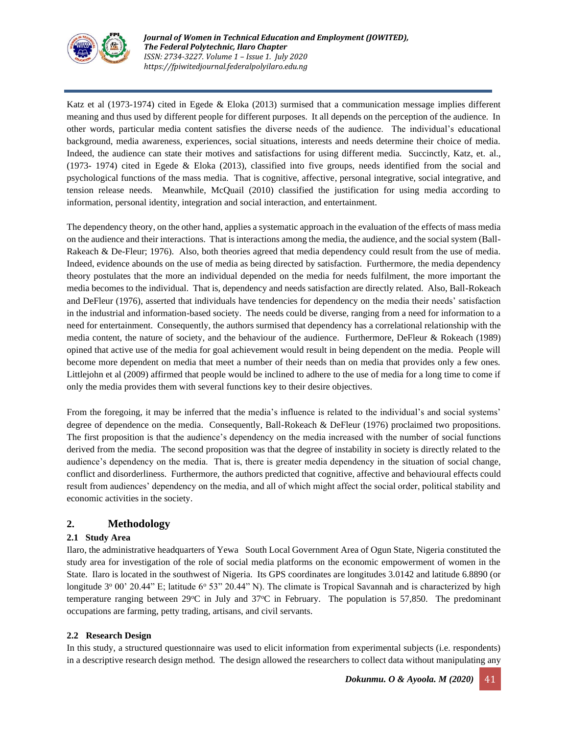Katz et al (1973-1974) cited in Egede & Eloka (2013) surmised that a communication message implies different meaning and thus used by different people for different purposes. It all depends on the perception of the audience. In other words, particular media content satisfies the diverse needs of the audience. The individual's educational background, media awareness, experiences, social situations, interests and needs determine their choice of media. Indeed, the audience can state their motives and satisfactions for using different media. Succinctly, Katz, et. al., (1973- 1974) cited in Egede & Eloka (2013), classified into five groups, needs identified from the social and psychological functions of the mass media. That is cognitive, affective, personal integrative, social integrative, and tension release needs. Meanwhile, McQuail (2010) classified the justification for using media according to information, personal identity, integration and social interaction, and entertainment.

The dependency theory, on the other hand, applies a systematic approach in the evaluation of the effects of mass media on the audience and their interactions. That is interactions among the media, the audience, and the social system (Ball-Rakeach & De-Fleur; 1976). Also, both theories agreed that media dependency could result from the use of media. Indeed, evidence abounds on the use of media as being directed by satisfaction. Furthermore, the media dependency theory postulates that the more an individual depended on the media for needs fulfilment, the more important the media becomes to the individual. That is, dependency and needs satisfaction are directly related. Also, Ball-Rokeach and DeFleur (1976), asserted that individuals have tendencies for dependency on the media their needs' satisfaction in the industrial and information-based society. The needs could be diverse, ranging from a need for information to a need for entertainment. Consequently, the authors surmised that dependency has a correlational relationship with the media content, the nature of society, and the behaviour of the audience. Furthermore, DeFleur & Rokeach (1989) opined that active use of the media for goal achievement would result in being dependent on the media. People will become more dependent on media that meet a number of their needs than on media that provides only a few ones. Littlejohn et al (2009) affirmed that people would be inclined to adhere to the use of media for a long time to come if only the media provides them with several functions key to their desire objectives.

From the foregoing, it may be inferred that the media's influence is related to the individual's and social systems' degree of dependence on the media. Consequently, Ball-Rokeach & DeFleur (1976) proclaimed two propositions. The first proposition is that the audience's dependency on the media increased with the number of social functions derived from the media. The second proposition was that the degree of instability in society is directly related to the audience's dependency on the media. That is, there is greater media dependency in the situation of social change, conflict and disorderliness. Furthermore, the authors predicted that cognitive, affective and behavioural effects could result from audiences' dependency on the media, and all of which might affect the social order, political stability and economic activities in the society.

## 2. Methodology

### 2.1 Study Area

Ilaro, the administrative headquarters of Yewa South Local Government Area of Ogun State, Nigeria constituted the study area for investigation of the role of social media platforms on the economic empowerment of women in the State. Ilaro is located in the southwest of Nigeria. Its GPS coordinates are longitudes 3.0142 and latitude 6.8890 (or longitude 3° 00' 20.44" E; latitude 6° 53" 20.44" N). The climate is Tropical Savannah and is characterized by high temperature ranging between 29°C in July and 37°C in February. The population is 57,850. The predominant occupations are farming, petty trading, artisans, and civil servants.

### 2.2 Research Design

In this study, a structured questionnaire was used to elicit information from experimental subjects (i.e. respondents) in a descriptive research design method. The design allowed the researchers to collect data without manipulating any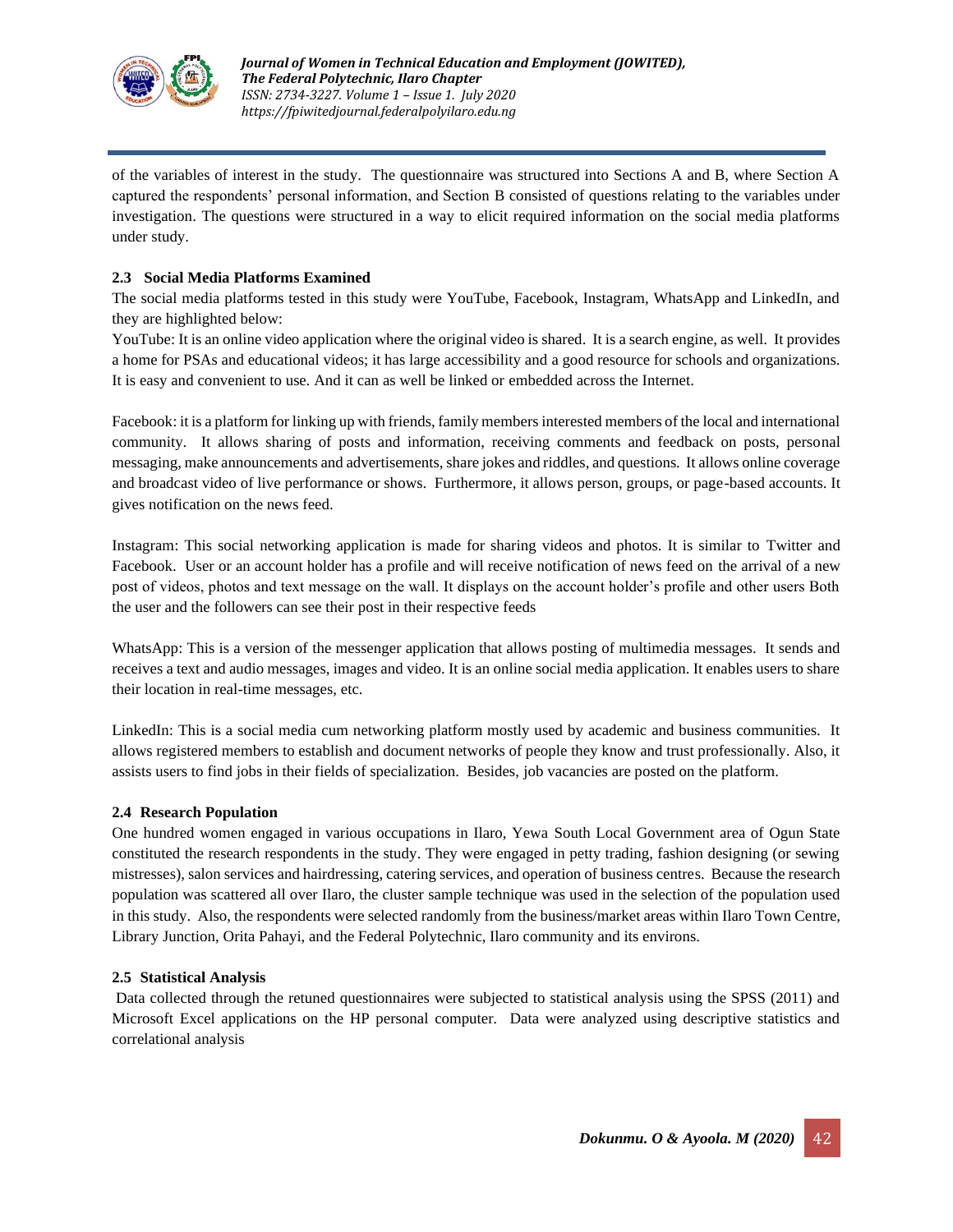of the variables of interest in the study. The questionnaire was structured into Sections A and B, where Section A captured the respondents' personal information, and Section B consisted of questions relating to the variables under investigation. The questions were structured in a way to elicit required information on the social media platforms under study.

### 2.3 Social Media Platforms Examined

The social media platforms tested in this study were YouTube, Facebook, Instagram, WhatsApp and LinkedIn, and they are highlighted below:

YouTube: It is an online video application where the original video is shared. It is a search engine, as well. It provides a home for PSAs and educational videos; it has large accessibility and a good resource for schools and organizations. It is easy and convenient to use. And it can as well be linked or embedded across the Internet.

Facebook: it is a platform for linking up with friends, family members interested members of the local and international community. It allows sharing of posts and information, receiving comments and feedback on posts, personal messaging, make announcements and advertisements, share jokes and riddles, and questions. It allows online coverage and broadcast video of live performance or shows. Furthermore, it allows person, groups, or page-based accounts. It gives notification on the news feed.

Instagram: This social networking application is made for sharing videos and photos. It is similar to Twitter and Facebook. User or an account holder has a profile and will receive notification of news feed on the arrival of a new post of videos, photos and text message on the wall. It displays on the account holder's profile and other users Both the user and the followers can see their post in their respective feeds

WhatsApp: This is a version of the messenger application that allows posting of multimedia messages. It sends and receives a text and audio messages, images and video. It is an online social media application. It enables users to share their location in real-time messages, etc.

LinkedIn: This is a social media cum networking platform mostly used by academic and business communities. It allows registered members to establish and document networks of people they know and trust professionally. Also, it assists users to find jobs in their fields of specialization. Besides, job vacancies are posted on the platform.

### 2.4 Research Population

One hundred women engaged in various occupations in Ilaro, Yewa South Local Government area of Ogun State constituted the research respondents in the study. They were engaged in petty trading, fashion designing (or sewing mistresses), salon services and hairdressing, catering services, and operation of business centres. Because the research population was scattered all over Ilaro, the cluster sample technique was used in the selection of the population used in this study. Also, the respondents were selected randomly from the business/market areas within Ilaro Town Centre, Library Junction, Orita Pahayi, and the Federal Polytechnic, Ilaro community and its environs.

### 2.5 Statistical Analysis

Data collected through the retuned questionnaires were subjected to statistical analysis using the SPSS (2011) and Microsoft Excel applications on the HP personal computer. Data were analyzed using descriptive statistics and correlational analysis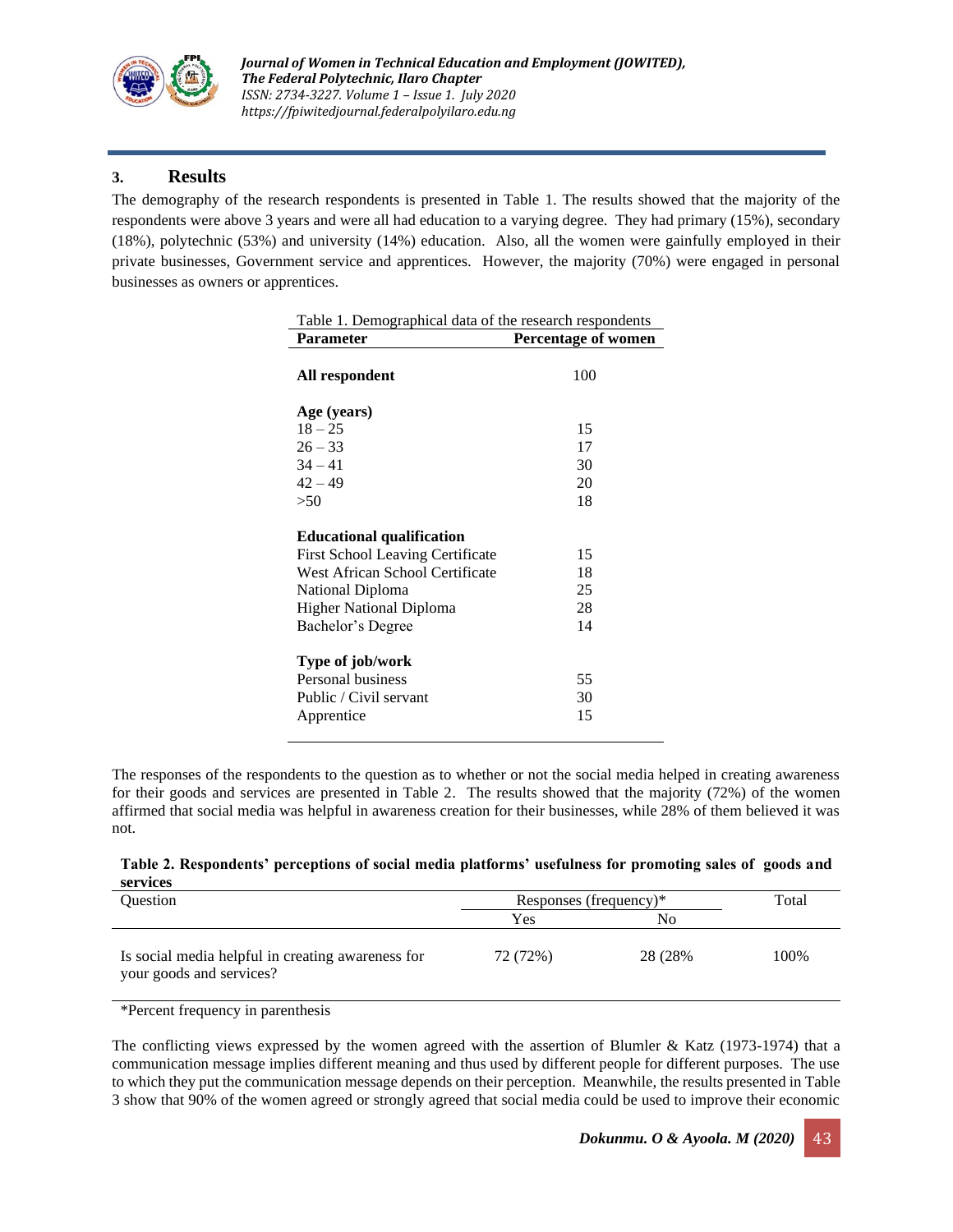## 3. Results

The demography of the research respondents is presented in Table 1. The results showed that the majority of the respondents were above 3 years and were all had education to a varying degree. They had primary (15%), secondary (18%), polytechnic (53%) and university (14%) education. Also, all the women were gainfully employed in their private businesses, Government service and apprentices. However, the majority (70%) were engaged in personal businesses as owners or apprentices.

Table 1. Demographical data of the research respondents

| Parameter | Percentage of women |
|---|---|
| **All respondent** | 100 |
| **Age (years)** | |
| 18 – 25 | 15 |
| 26 – 33 | 17 |
| 34 – 41 | 30 |
| 42 – 49 | 20 |
| >50 | 18 |
| **Educational qualification** | |
| First School Leaving Certificate | 15 |
| West African School Certificate | 18 |
| National Diploma | 25 |
| Higher National Diploma | 28 |
| Bachelor's Degree | 14 |
| **Type of job/work** | |
| Personal business | 55 |
| Public / Civil servant | 30 |
| Apprentice | 15 |

The responses of the respondents to the question as to whether or not the social media helped in creating awareness for their goods and services are presented in Table 2. The results showed that the majority (72%) of the women affirmed that social media was helpful in awareness creation for their businesses, while 28% of them believed it was not.

**Table 2. Respondents' perceptions of social media platforms' usefulness for promoting sales of goods and services**

| Question | Responses (frequency)* | | Total |
|---|---|---|---|
| | Yes | No | |
| Is social media helpful in creating awareness for your goods and services? | 72 (72%) | 28 (28% | 100% |

*Percent frequency in parenthesis

The conflicting views expressed by the women agreed with the assertion of Blumler & Katz (1973-1974) that a communication message implies different meaning and thus used by different people for different purposes. The use to which they put the communication message depends on their perception. Meanwhile, the results presented in Table 3 show that 90% of the women agreed or strongly agreed that social media could be used to improve their economic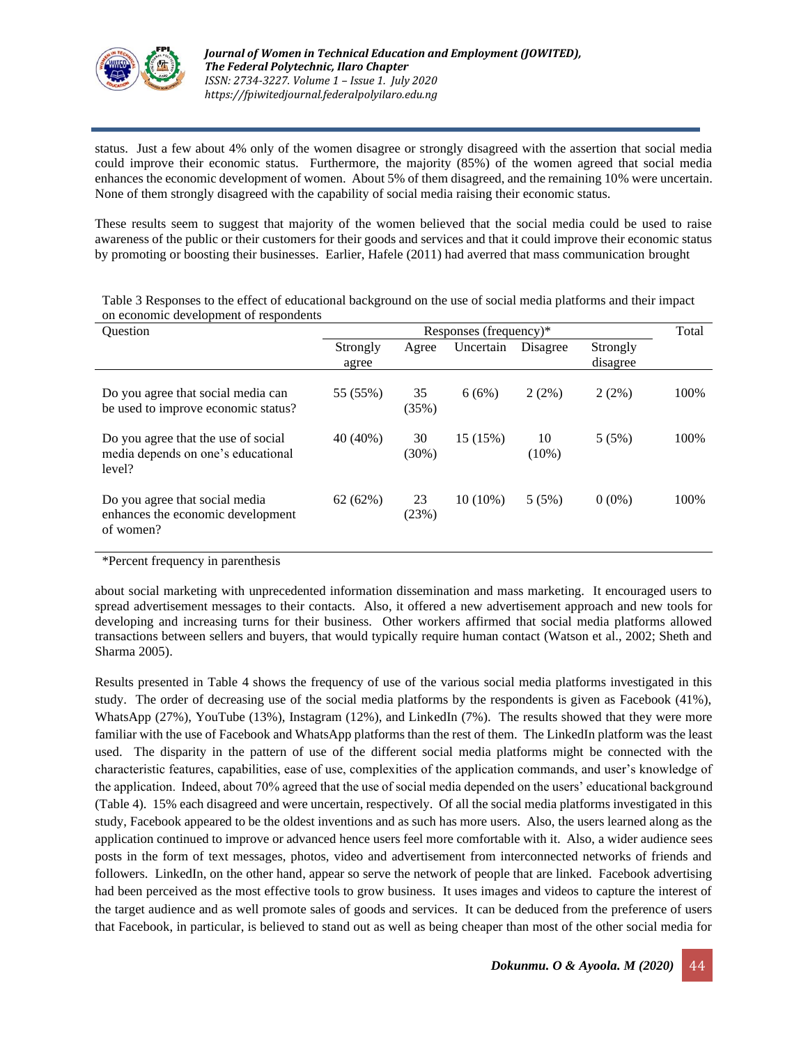status. Just a few about 4% only of the women disagree or strongly disagreed with the assertion that social media could improve their economic status. Furthermore, the majority (85%) of the women agreed that social media enhances the economic development of women. About 5% of them disagreed, and the remaining 10% were uncertain. None of them strongly disagreed with the capability of social media raising their economic status.

These results seem to suggest that majority of the women believed that the social media could be used to raise awareness of the public or their customers for their goods and services and that it could improve their economic status by promoting or boosting their businesses. Earlier, Hafele (2011) had averred that mass communication brought

Table 3 Responses to the effect of educational background on the use of social media platforms and their impact on economic development of respondents

| Question | Responses (frequency)* | | | | | Total |
|---|---|---|---|---|---|---|
| | Strongly agree | Agree | Uncertain | Disagree | Strongly disagree | |
| Do you agree that social media can be used to improve economic status? | 55 (55%) | 35 (35%) | 6 (6%) | 2 (2%) | 2 (2%) | 100% |
| Do you agree that the use of social media depends on one's educational level? | 40 (40%) | 30 (30%) | 15 (15%) | 10 (10%) | 5 (5%) | 100% |
| Do you agree that social media enhances the economic development of women? | 62 (62%) | 23 (23%) | 10 (10%) | 5 (5%) | 0 (0%) | 100% |

*Percent frequency in parenthesis

about social marketing with unprecedented information dissemination and mass marketing. It encouraged users to spread advertisement messages to their contacts. Also, it offered a new advertisement approach and new tools for developing and increasing turns for their business. Other workers affirmed that social media platforms allowed transactions between sellers and buyers, that would typically require human contact (Watson et al., 2002; Sheth and Sharma 2005).

Results presented in Table 4 shows the frequency of use of the various social media platforms investigated in this study. The order of decreasing use of the social media platforms by the respondents is given as Facebook (41%), WhatsApp (27%), YouTube (13%), Instagram (12%), and LinkedIn (7%). The results showed that they were more familiar with the use of Facebook and WhatsApp platforms than the rest of them. The LinkedIn platform was the least used. The disparity in the pattern of use of the different social media platforms might be connected with the characteristic features, capabilities, ease of use, complexities of the application commands, and user's knowledge of the application. Indeed, about 70% agreed that the use of social media depended on the users' educational background (Table 4). 15% each disagreed and were uncertain, respectively. Of all the social media platforms investigated in this study, Facebook appeared to be the oldest inventions and as such has more users. Also, the users learned along as the application continued to improve or advanced hence users feel more comfortable with it. Also, a wider audience sees posts in the form of text messages, photos, video and advertisement from interconnected networks of friends and followers. LinkedIn, on the other hand, appear so serve the network of people that are linked. Facebook advertising had been perceived as the most effective tools to grow business. It uses images and videos to capture the interest of the target audience and as well promote sales of goods and services. It can be deduced from the preference of users that Facebook, in particular, is believed to stand out as well as being cheaper than most of the other social media for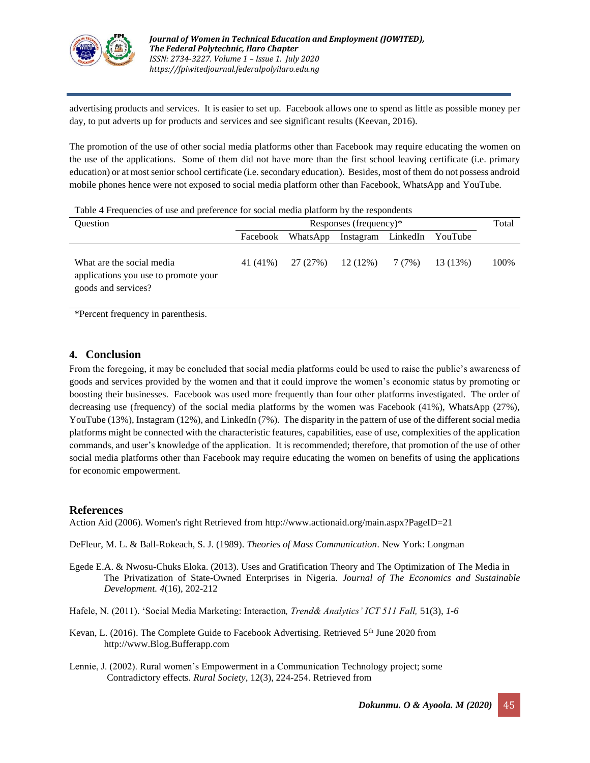advertising products and services. It is easier to set up. Facebook allows one to spend as little as possible money per day, to put adverts up for products and services and see significant results (Keevan, 2016).

The promotion of the use of other social media platforms other than Facebook may require educating the women on the use of the applications. Some of them did not have more than the first school leaving certificate (i.e. primary education) or at most senior school certificate (i.e. secondary education). Besides, most of them do not possess android mobile phones hence were not exposed to social media platform other than Facebook, WhatsApp and YouTube.

Table 4 Frequencies of use and preference for social media platform by the respondents

| Question | Responses (frequency)* | | | | | Total |
|---|---|---|---|---|---|---|
| | Facebook | WhatsApp | Instagram | LinkedIn | YouTube | |
| What are the social media applications you use to promote your goods and services? | 41 (41%) | 27 (27%) | 12 (12%) | 7 (7%) | 13 (13%) | 100% |

*Percent frequency in parenthesis.

## 4. Conclusion

From the foregoing, it may be concluded that social media platforms could be used to raise the public's awareness of goods and services provided by the women and that it could improve the women's economic status by promoting or boosting their businesses. Facebook was used more frequently than four other platforms investigated. The order of decreasing use (frequency) of the social media platforms by the women was Facebook (41%), WhatsApp (27%), YouTube (13%), Instagram (12%), and LinkedIn (7%). The disparity in the pattern of use of the different social media platforms might be connected with the characteristic features, capabilities, ease of use, complexities of the application commands, and user's knowledge of the application. It is recommended; therefore, that promotion of the use of other social media platforms other than Facebook may require educating the women on benefits of using the applications for economic empowerment.

## References

Action Aid (2006). Women's right Retrieved from http://www.actionaid.org/main.aspx?PageID=21

DeFleur, M. L. & Ball-Rokeach, S. J. (1989). *Theories of Mass Communication*. New York: Longman

Egede E.A. & Nwosu-Chuks Eloka. (2013). Uses and Gratification Theory and The Optimization of The Media in The Privatization of State-Owned Enterprises in Nigeria. *Journal of The Economics and Sustainable Development. 4*(16), 202-212

Hafele, N. (2011). 'Social Media Marketing: Interaction*, Trend& Analytics' ICT 511 Fall,* 51(3), *1-6*

Kevan, L. (2016). The Complete Guide to Facebook Advertising. Retrieved 5th June 2020 from http://www.Blog.Bufferapp.com

Lennie, J. (2002). Rural women's Empowerment in a Communication Technology project; some Contradictory effects. *Rural Society*, 12(3), 224-254. Retrieved from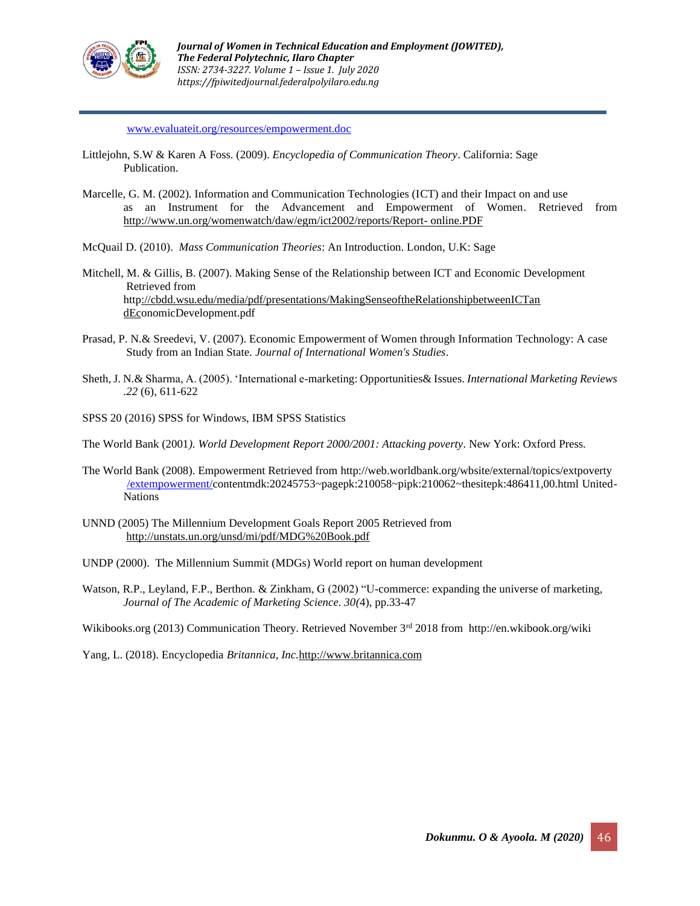www.evaluateit.org/resources/empowerment.doc

Littlejohn, S.W & Karen A Foss. (2009). *Encyclopedia of Communication Theory*. California: Sage Publication.

Marcelle, G. M. (2002). Information and Communication Technologies (ICT) and their Impact on and use as an Instrument for the Advancement and Empowerment of Women. Retrieved from http://www.un.org/womenwatch/daw/egm/ict2002/reports/Report- online.PDF

McQuail D. (2010). *Mass Communication Theories*: An Introduction. London, U.K: Sage

Mitchell, M. & Gillis, B. (2007). Making Sense of the Relationship between ICT and Economic Development Retrieved from http://cbdd.wsu.edu/media/pdf/presentations/MakingSenseoftheRelationshipbetweenICTandEconomicDevelopment.pdf

Prasad, P. N.& Sreedevi, V. (2007). Economic Empowerment of Women through Information Technology: A case Study from an Indian State. *Journal of International Women's Studies*.

Sheth, J. N.& Sharma, A. (2005). 'International e-marketing: Opportunities& Issues. *International Marketing Reviews .22* (6), 611-622

SPSS 20 (2016) SPSS for Windows, IBM SPSS Statistics

The World Bank (2001*). World Development Report 2000/2001: Attacking poverty*. New York: Oxford Press.

The World Bank (2008). Empowerment Retrieved from http://web.worldbank.org/wbsite/external/topics/extpoverty/extempowerment/contentmdk:20245753~pagepk:210058~pipk:210062~thesitepk:486411,00.html United-Nations

UNND (2005) The Millennium Development Goals Report 2005 Retrieved from http://unstats.un.org/unsd/mi/pdf/MDG%20Book.pdf

UNDP (2000). The Millennium Summit (MDGs) World report on human development

Watson, R.P., Leyland, F.P., Berthon. & Zinkham, G (2002) "U-commerce: expanding the universe of marketing, *Journal of The Academic of Marketing Science. 30(*4), pp.33-47

Wikibooks.org (2013) Communication Theory. Retrieved November 3rd 2018 from http://en.wikibook.org/wiki

Yang, L. (2018). Encyclopedia *Britannica, Inc.*http://www.britannica.com